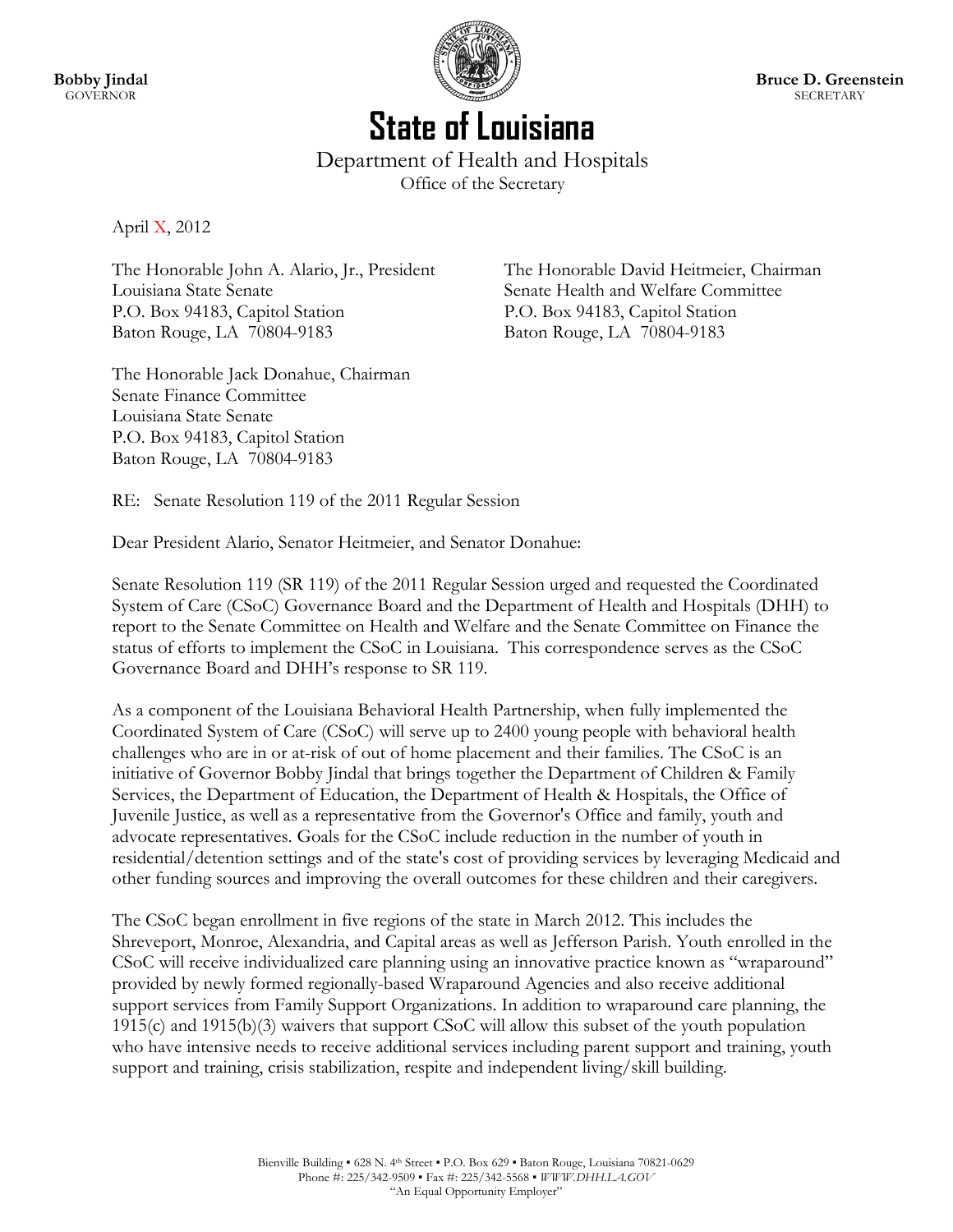**Bobby Jindal**
GOVERNOR

**Bruce D. Greenstein**
SECRETARY

# State of Louisiana

Department of Health and Hospitals
Office of the Secretary

April X, 2012

The Honorable John A. Alario, Jr., President
Louisiana State Senate
P.O. Box 94183, Capitol Station
Baton Rouge, LA 70804-9183

The Honorable David Heitmeier, Chairman
Senate Health and Welfare Committee
P.O. Box 94183, Capitol Station
Baton Rouge, LA 70804-9183

The Honorable Jack Donahue, Chairman
Senate Finance Committee
Louisiana State Senate
P.O. Box 94183, Capitol Station
Baton Rouge, LA 70804-9183

RE: Senate Resolution 119 of the 2011 Regular Session

Dear President Alario, Senator Heitmeier, and Senator Donahue:

Senate Resolution 119 (SR 119) of the 2011 Regular Session urged and requested the Coordinated System of Care (CSoC) Governance Board and the Department of Health and Hospitals (DHH) to report to the Senate Committee on Health and Welfare and the Senate Committee on Finance the status of efforts to implement the CSoC in Louisiana. This correspondence serves as the CSoC Governance Board and DHH's response to SR 119.

As a component of the Louisiana Behavioral Health Partnership, when fully implemented the Coordinated System of Care (CSoC) will serve up to 2400 young people with behavioral health challenges who are in or at-risk of out of home placement and their families. The CSoC is an initiative of Governor Bobby Jindal that brings together the Department of Children & Family Services, the Department of Education, the Department of Health & Hospitals, the Office of Juvenile Justice, as well as a representative from the Governor's Office and family, youth and advocate representatives. Goals for the CSoC include reduction in the number of youth in residential/detention settings and of the state's cost of providing services by leveraging Medicaid and other funding sources and improving the overall outcomes for these children and their caregivers.

The CSoC began enrollment in five regions of the state in March 2012. This includes the Shreveport, Monroe, Alexandria, and Capital areas as well as Jefferson Parish. Youth enrolled in the CSoC will receive individualized care planning using an innovative practice known as "wraparound" provided by newly formed regionally-based Wraparound Agencies and also receive additional support services from Family Support Organizations. In addition to wraparound care planning, the 1915(c) and 1915(b)(3) waivers that support CSoC will allow this subset of the youth population who have intensive needs to receive additional services including parent support and training, youth support and training, crisis stabilization, respite and independent living/skill building.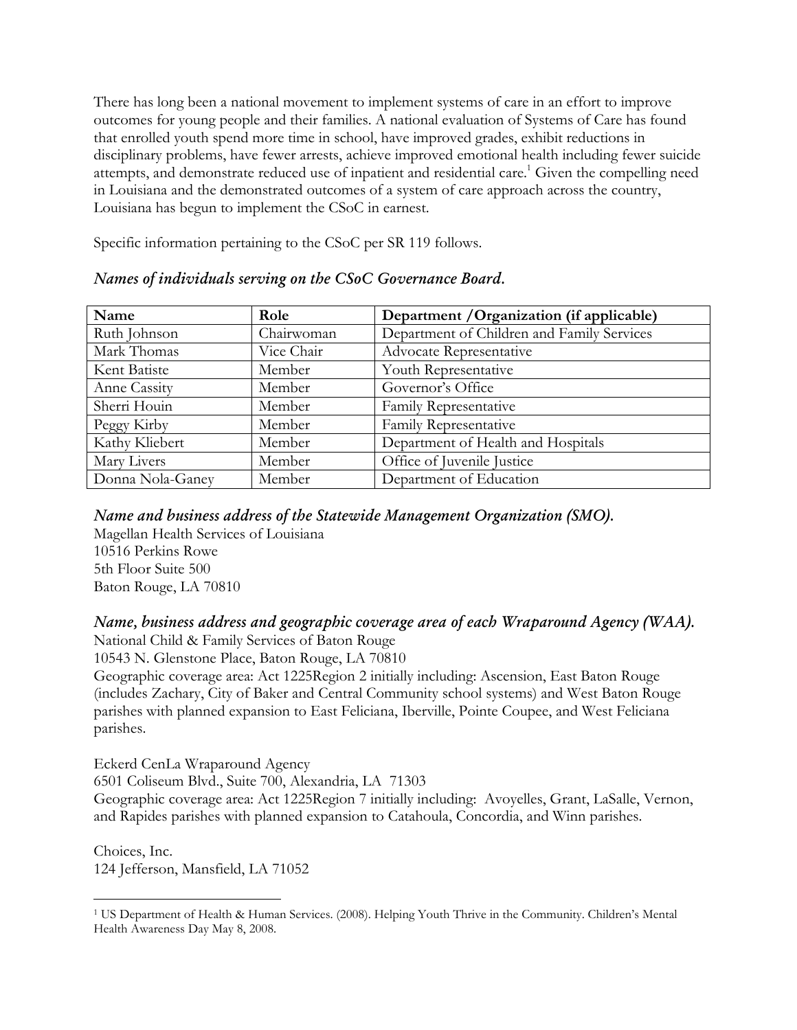There has long been a national movement to implement systems of care in an effort to improve outcomes for young people and their families. A national evaluation of Systems of Care has found that enrolled youth spend more time in school, have improved grades, exhibit reductions in disciplinary problems, have fewer arrests, achieve improved emotional health including fewer suicide attempts, and demonstrate reduced use of inpatient and residential care.[1] Given the compelling need in Louisiana and the demonstrated outcomes of a system of care approach across the country, Louisiana has begun to implement the CSoC in earnest.

Specific information pertaining to the CSoC per SR 119 follows.

### *Names of individuals serving on the CSoC Governance Board.*

| Name | Role | Department /Organization (if applicable) |
|---|---|---|
| Ruth Johnson | Chairwoman | Department of Children and Family Services |
| Mark Thomas | Vice Chair | Advocate Representative |
| Kent Batiste | Member | Youth Representative |
| Anne Cassity | Member | Governor's Office |
| Sherri Houin | Member | Family Representative |
| Peggy Kirby | Member | Family Representative |
| Kathy Kliebert | Member | Department of Health and Hospitals |
| Mary Livers | Member | Office of Juvenile Justice |
| Donna Nola-Ganey | Member | Department of Education |

### *Name and business address of the Statewide Management Organization (SMO).*

Magellan Health Services of Louisiana
10516 Perkins Rowe
5th Floor Suite 500
Baton Rouge, LA 70810

### *Name, business address and geographic coverage area of each Wraparound Agency (WAA).*

National Child & Family Services of Baton Rouge
10543 N. Glenstone Place, Baton Rouge, LA 70810
Geographic coverage area: Act 1225Region 2 initially including: Ascension, East Baton Rouge (includes Zachary, City of Baker and Central Community school systems) and West Baton Rouge parishes with planned expansion to East Feliciana, Iberville, Pointe Coupee, and West Feliciana parishes.

Eckerd CenLa Wraparound Agency
6501 Coliseum Blvd., Suite 700, Alexandria, LA 71303
Geographic coverage area: Act 1225Region 7 initially including: Avoyelles, Grant, LaSalle, Vernon, and Rapides parishes with planned expansion to Catahoula, Concordia, and Winn parishes.

Choices, Inc.
124 Jefferson, Mansfield, LA 71052

---

[1] US Department of Health & Human Services. (2008). Helping Youth Thrive in the Community. Children's Mental Health Awareness Day May 8, 2008.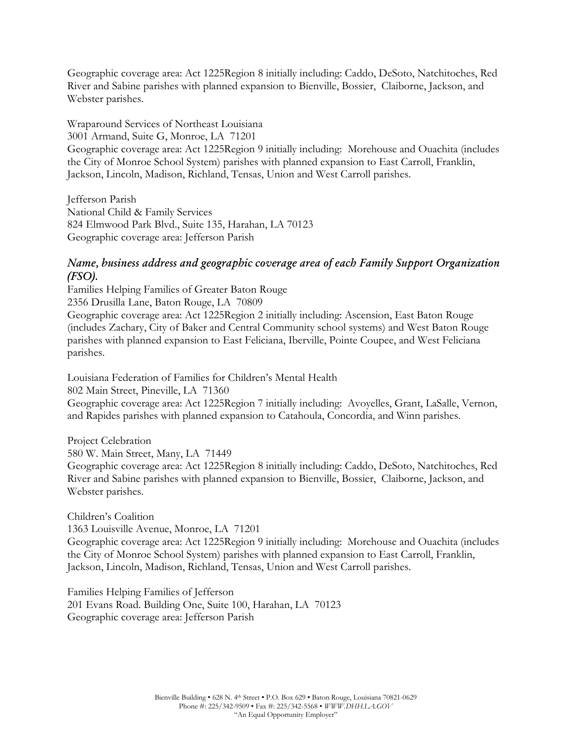Geographic coverage area: Act 1225Region 8 initially including: Caddo, DeSoto, Natchitoches, Red River and Sabine parishes with planned expansion to Bienville, Bossier, Claiborne, Jackson, and Webster parishes.

Wraparound Services of Northeast Louisiana
3001 Armand, Suite G, Monroe, LA 71201
Geographic coverage area: Act 1225Region 9 initially including: Morehouse and Ouachita (includes the City of Monroe School System) parishes with planned expansion to East Carroll, Franklin, Jackson, Lincoln, Madison, Richland, Tensas, Union and West Carroll parishes.

Jefferson Parish
National Child & Family Services
824 Elmwood Park Blvd., Suite 135, Harahan, LA 70123
Geographic coverage area: Jefferson Parish

### *Name, business address and geographic coverage area of each Family Support Organization (FSO).*

Families Helping Families of Greater Baton Rouge
2356 Drusilla Lane, Baton Rouge, LA 70809
Geographic coverage area: Act 1225Region 2 initially including: Ascension, East Baton Rouge (includes Zachary, City of Baker and Central Community school systems) and West Baton Rouge parishes with planned expansion to East Feliciana, Iberville, Pointe Coupee, and West Feliciana parishes.

Louisiana Federation of Families for Children's Mental Health
802 Main Street, Pineville, LA 71360
Geographic coverage area: Act 1225Region 7 initially including: Avoyelles, Grant, LaSalle, Vernon, and Rapides parishes with planned expansion to Catahoula, Concordia, and Winn parishes.

Project Celebration
580 W. Main Street, Many, LA 71449
Geographic coverage area: Act 1225Region 8 initially including: Caddo, DeSoto, Natchitoches, Red River and Sabine parishes with planned expansion to Bienville, Bossier, Claiborne, Jackson, and Webster parishes.

Children's Coalition
1363 Louisville Avenue, Monroe, LA 71201
Geographic coverage area: Act 1225Region 9 initially including: Morehouse and Ouachita (includes the City of Monroe School System) parishes with planned expansion to East Carroll, Franklin, Jackson, Lincoln, Madison, Richland, Tensas, Union and West Carroll parishes.

Families Helping Families of Jefferson
201 Evans Road. Building One, Suite 100, Harahan, LA 70123
Geographic coverage area: Jefferson Parish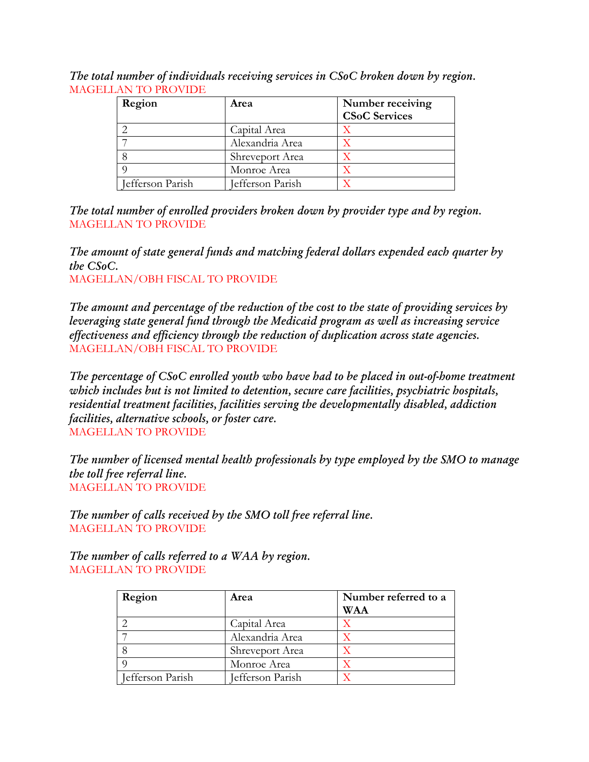*The total number of individuals receiving services in CSoC broken down by region.*
MAGELLAN TO PROVIDE

| Region | Area | Number receiving CSoC Services |
|---|---|---|
| 2 | Capital Area | X |
| 7 | Alexandria Area | X |
| 8 | Shreveport Area | X |
| 9 | Monroe Area | X |
| Jefferson Parish | Jefferson Parish | X |

*The total number of enrolled providers broken down by provider type and by region.*
MAGELLAN TO PROVIDE

*The amount of state general funds and matching federal dollars expended each quarter by the CSoC.*
MAGELLAN/OBH FISCAL TO PROVIDE

*The amount and percentage of the reduction of the cost to the state of providing services by leveraging state general fund through the Medicaid program as well as increasing service effectiveness and efficiency through the reduction of duplication across state agencies.*
MAGELLAN/OBH FISCAL TO PROVIDE

*The percentage of CSoC enrolled youth who have had to be placed in out-of-home treatment which includes but is not limited to detention, secure care facilities, psychiatric hospitals, residential treatment facilities, facilities serving the developmentally disabled, addiction facilities, alternative schools, or foster care.*
MAGELLAN TO PROVIDE

*The number of licensed mental health professionals by type employed by the SMO to manage the toll free referral line.*
MAGELLAN TO PROVIDE

*The number of calls received by the SMO toll free referral line.*
MAGELLAN TO PROVIDE

*The number of calls referred to a WAA by region.*
MAGELLAN TO PROVIDE

| Region | Area | Number referred to a WAA |
|---|---|---|
| 2 | Capital Area | X |
| 7 | Alexandria Area | X |
| 8 | Shreveport Area | X |
| 9 | Monroe Area | X |
| Jefferson Parish | Jefferson Parish | X |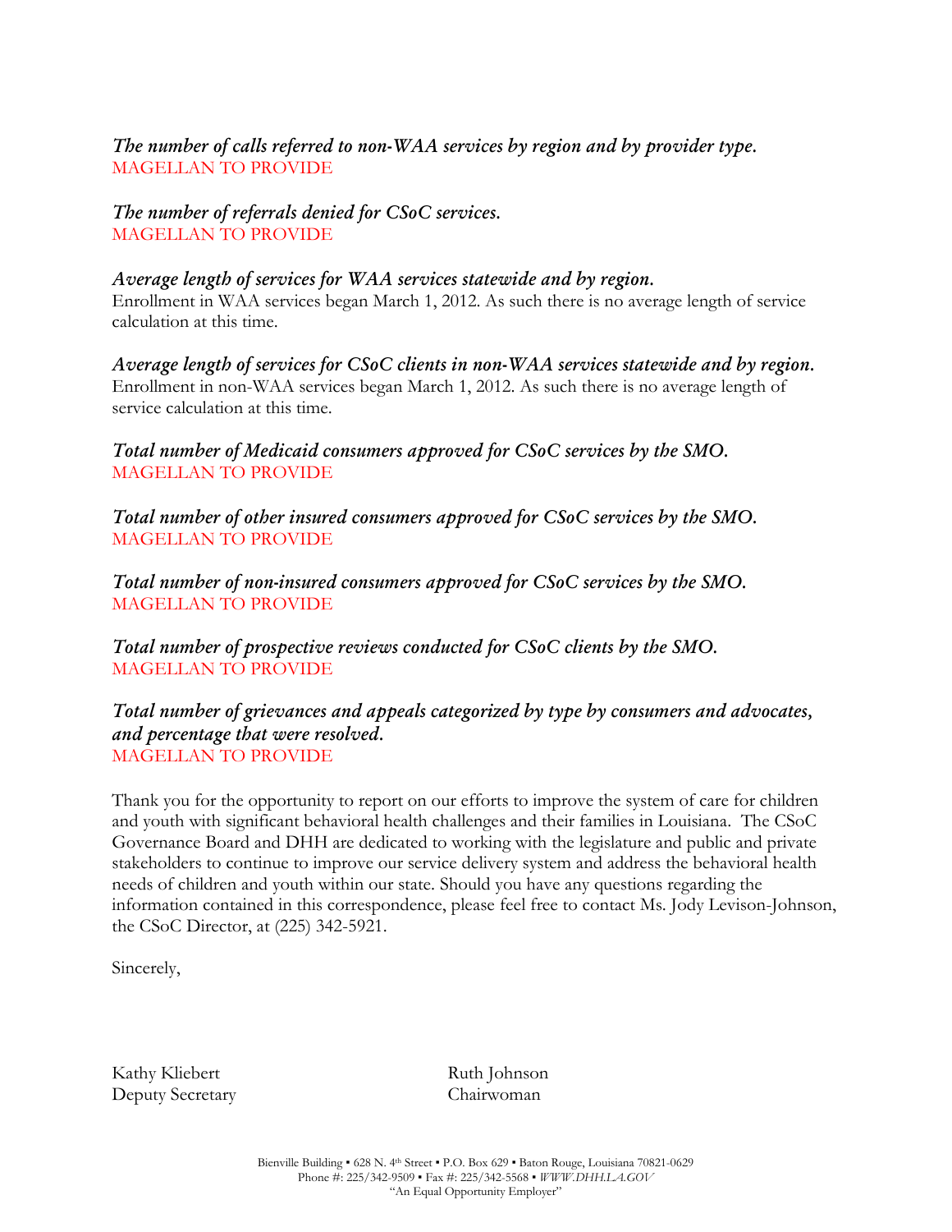*The number of calls referred to non-WAA services by region and by provider type.*
MAGELLAN TO PROVIDE

*The number of referrals denied for CSoC services.*
MAGELLAN TO PROVIDE

*Average length of services for WAA services statewide and by region.*
Enrollment in WAA services began March 1, 2012. As such there is no average length of service calculation at this time.

*Average length of services for CSoC clients in non-WAA services statewide and by region.*
Enrollment in non-WAA services began March 1, 2012. As such there is no average length of service calculation at this time.

*Total number of Medicaid consumers approved for CSoC services by the SMO.*
MAGELLAN TO PROVIDE

*Total number of other insured consumers approved for CSoC services by the SMO.*
MAGELLAN TO PROVIDE

*Total number of non-insured consumers approved for CSoC services by the SMO.*
MAGELLAN TO PROVIDE

*Total number of prospective reviews conducted for CSoC clients by the SMO.*
MAGELLAN TO PROVIDE

*Total number of grievances and appeals categorized by type by consumers and advocates, and percentage that were resolved.*
MAGELLAN TO PROVIDE

Thank you for the opportunity to report on our efforts to improve the system of care for children and youth with significant behavioral health challenges and their families in Louisiana. The CSoC Governance Board and DHH are dedicated to working with the legislature and public and private stakeholders to continue to improve our service delivery system and address the behavioral health needs of children and youth within our state. Should you have any questions regarding the information contained in this correspondence, please feel free to contact Ms. Jody Levison-Johnson, the CSoC Director, at (225) 342-5921.

Sincerely,

Kathy Kliebert
Deputy Secretary

Ruth Johnson
Chairwoman

Bienville Building ▪ 628 N. 4th Street ▪ P.O. Box 629 ▪ Baton Rouge, Louisiana 70821-0629
Phone #: 225/342-9509 ▪ Fax #: 225/342-5568 ▪ *WWW.DHH.LA.GOV*
"An Equal Opportunity Employer"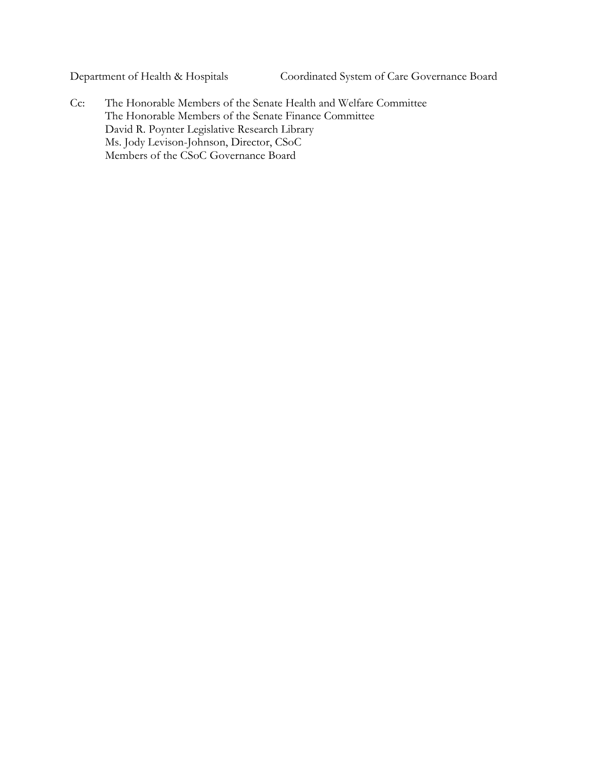Department of Health & Hospitals Coordinated System of Care Governance Board

Cc: The Honorable Members of the Senate Health and Welfare Committee
The Honorable Members of the Senate Finance Committee
David R. Poynter Legislative Research Library
Ms. Jody Levison-Johnson, Director, CSoC
Members of the CSoC Governance Board